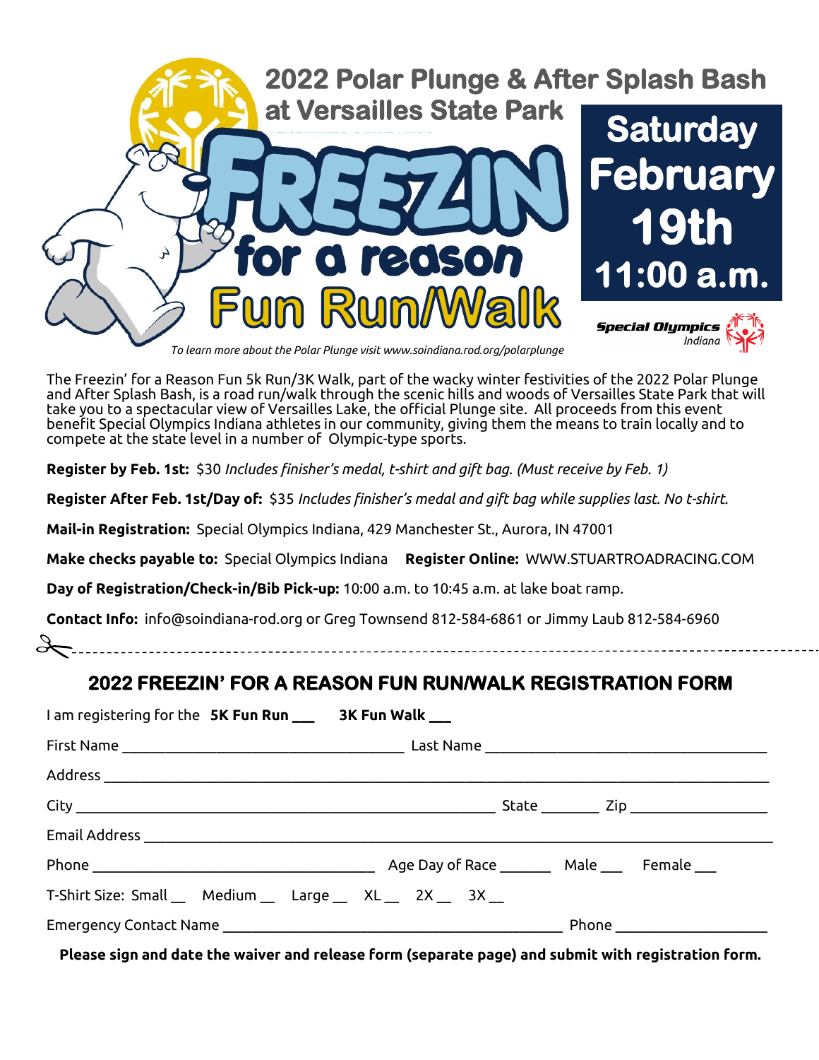# 2022 Polar Plunge & After Splash Bash at Versailles State Park

# FREEZIN for a reason Fun Run/Walk

**Saturday February 19th 11:00 a.m.**

Special Olympics Indiana

*To learn more about the Polar Plunge visit www.soindiana.rod.org/polarplunge*

The Freezin' for a Reason Fun 5k Run/3K Walk, part of the wacky winter festivities of the 2022 Polar Plunge and After Splash Bash, is a road run/walk through the scenic hills and woods of Versailles State Park that will take you to a spectacular view of Versailles Lake, the official Plunge site. All proceeds from this event benefit Special Olympics Indiana athletes in our community, giving them the means to train locally and to compete at the state level in a number of Olympic-type sports.

**Register by Feb. 1st:** $30 *Includes finisher's medal, t-shirt and gift bag. (Must receive by Feb. 1)*

**Register After Feb. 1st/Day of:** $35 *Includes finisher's medal and gift bag while supplies last. No t-shirt.*

**Mail-in Registration:** Special Olympics Indiana, 429 Manchester St., Aurora, IN 47001

**Make checks payable to:** Special Olympics Indiana **Register Online:** WWW.STUARTROADRACING.COM

**Day of Registration/Check-in/Bib Pick-up:** 10:00 a.m. to 10:45 a.m. at lake boat ramp.

**Contact Info:** info@soindiana-rod.org or Greg Townsend 812-584-6861 or Jimmy Laub 812-584-6960

---

## 2022 FREEZIN' FOR A REASON FUN RUN/WALK REGISTRATION FORM

I am registering for the **5K Fun Run** ___ **3K Fun Walk** ___

First Name ____________________ Last Name ____________________

Address ________________________________________

City ____________________ State _______ Zip ____________

Email Address ________________________________________

Phone ____________________ Age Day of Race ______ Male ___ Female ___

T-Shirt Size: Small __ Medium __ Large __ XL __ 2X __ 3X __

Emergency Contact Name ____________________ Phone ____________

**Please sign and date the waiver and release form (separate page) and submit with registration form.**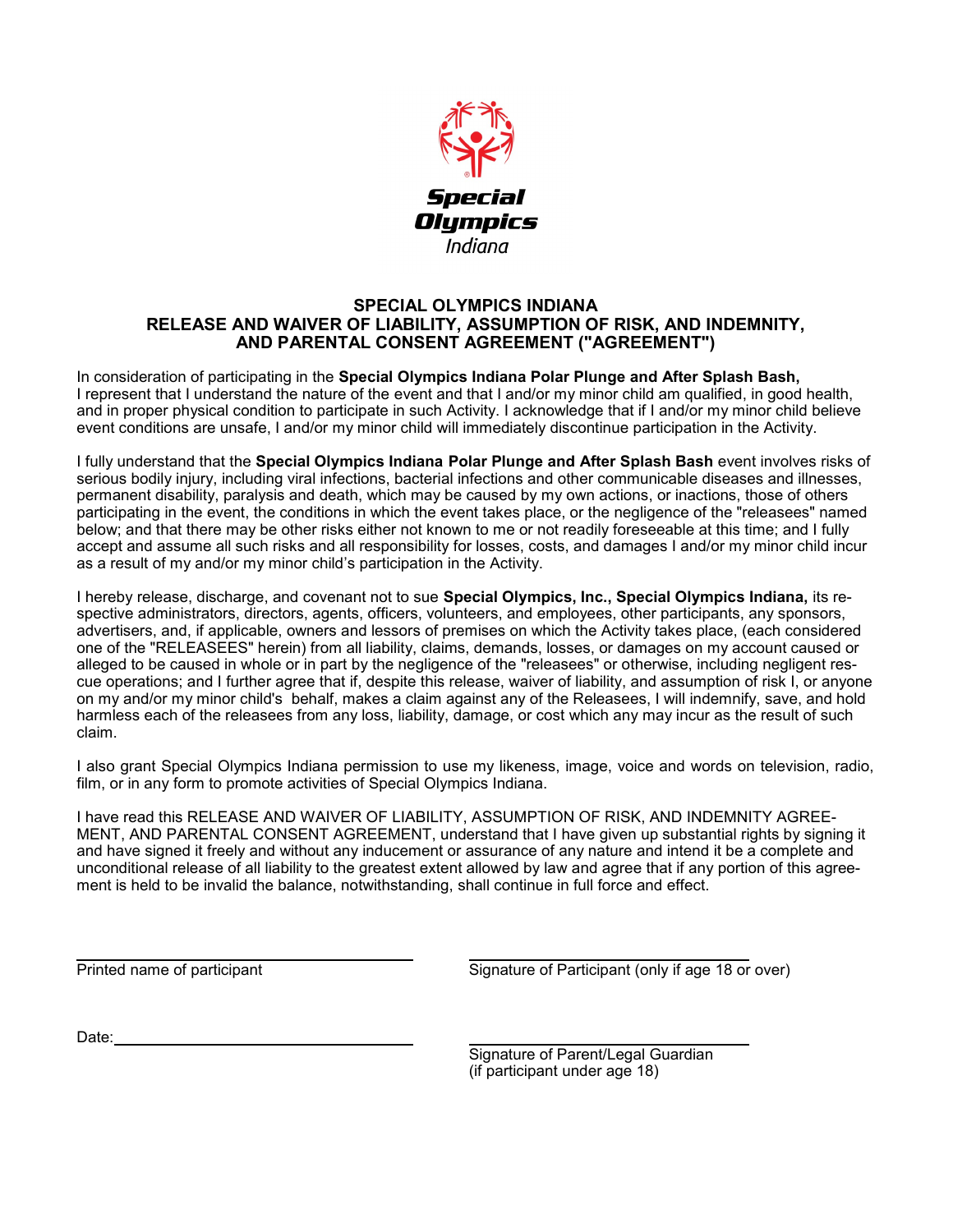Special Olympics Indiana

# SPECIAL OLYMPICS INDIANA
## RELEASE AND WAIVER OF LIABILITY, ASSUMPTION OF RISK, AND INDEMNITY, AND PARENTAL CONSENT AGREEMENT ("AGREEMENT")

In consideration of participating in the **Special Olympics Indiana Polar Plunge and After Splash Bash,** I represent that I understand the nature of the event and that I and/or my minor child am qualified, in good health, and in proper physical condition to participate in such Activity. I acknowledge that if I and/or my minor child believe event conditions are unsafe, I and/or my minor child will immediately discontinue participation in the Activity.

I fully understand that the **Special Olympics Indiana Polar Plunge and After Splash Bash** event involves risks of serious bodily injury, including viral infections, bacterial infections and other communicable diseases and illnesses, permanent disability, paralysis and death, which may be caused by my own actions, or inactions, those of others participating in the event, the conditions in which the event takes place, or the negligence of the "releasees" named below; and that there may be other risks either not known to me or not readily foreseeable at this time; and I fully accept and assume all such risks and all responsibility for losses, costs, and damages I and/or my minor child incur as a result of my and/or my minor child's participation in the Activity.

I hereby release, discharge, and covenant not to sue **Special Olympics, Inc., Special Olympics Indiana,** its respective administrators, directors, agents, officers, volunteers, and employees, other participants, any sponsors, advertisers, and, if applicable, owners and lessors of premises on which the Activity takes place, (each considered one of the "RELEASEES" herein) from all liability, claims, demands, losses, or damages on my account caused or alleged to be caused in whole or in part by the negligence of the "releasees" or otherwise, including negligent rescue operations; and I further agree that if, despite this release, waiver of liability, and assumption of risk I, or anyone on my and/or my minor child's behalf, makes a claim against any of the Releasees, I will indemnify, save, and hold harmless each of the releasees from any loss, liability, damage, or cost which any may incur as the result of such claim.

I also grant Special Olympics Indiana permission to use my likeness, image, voice and words on television, radio, film, or in any form to promote activities of Special Olympics Indiana.

I have read this RELEASE AND WAIVER OF LIABILITY, ASSUMPTION OF RISK, AND INDEMNITY AGREEMENT, AND PARENTAL CONSENT AGREEMENT, understand that I have given up substantial rights by signing it and have signed it freely and without any inducement or assurance of any nature and intend it be a complete and unconditional release of all liability to the greatest extent allowed by law and agree that if any portion of this agreement is held to be invalid the balance, notwithstanding, shall continue in full force and effect.

\_\_\_\_\_\_\_\_\_\_\_\_\_\_\_\_\_\_\_\_\_\_\_\_\_\_\_\_\_\_
Printed name of participant

\_\_\_\_\_\_\_\_\_\_\_\_\_\_\_\_\_\_\_\_\_\_\_\_\_\_\_\_\_\_
Signature of Participant (only if age 18 or over)

Date: \_\_\_\_\_\_\_\_\_\_\_\_\_\_\_\_\_\_\_\_\_\_\_\_\_\_\_\_\_\_

\_\_\_\_\_\_\_\_\_\_\_\_\_\_\_\_\_\_\_\_\_\_\_\_\_\_\_\_\_\_
Signature of Parent/Legal Guardian
(if participant under age 18)